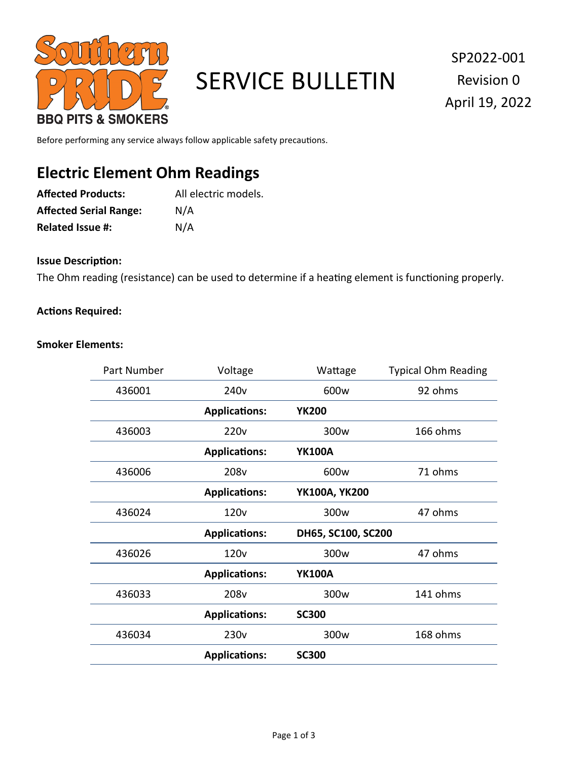Southern PRIDE® BBQ PITS & SMOKERS

# SERVICE BULLETIN

SP2022-001
Revision 0
April 19, 2022

Before performing any service always follow applicable safety precautions.

## Electric Element Ohm Readings

**Affected Products:** All electric models.
**Affected Serial Range:** N/A
**Related Issue #:** N/A

**Issue Description:**

The Ohm reading (resistance) can be used to determine if a heating element is functioning properly.

**Actions Required:**

**Smoker Elements:**

| Part Number | Voltage | Wattage | Typical Ohm Reading |
|---|---|---|---|
| 436001 | 240v | 600w | 92 ohms |
| | **Applications:** | **YK200** | |
| 436003 | 220v | 300w | 166 ohms |
| | **Applications:** | **YK100A** | |
| 436006 | 208v | 600w | 71 ohms |
| | **Applications:** | **YK100A, YK200** | |
| 436024 | 120v | 300w | 47 ohms |
| | **Applications:** | **DH65, SC100, SC200** | |
| 436026 | 120v | 300w | 47 ohms |
| | **Applications:** | **YK100A** | |
| 436033 | 208v | 300w | 141 ohms |
| | **Applications:** | **SC300** | |
| 436034 | 230v | 300w | 168 ohms |
| | **Applications:** | **SC300** | |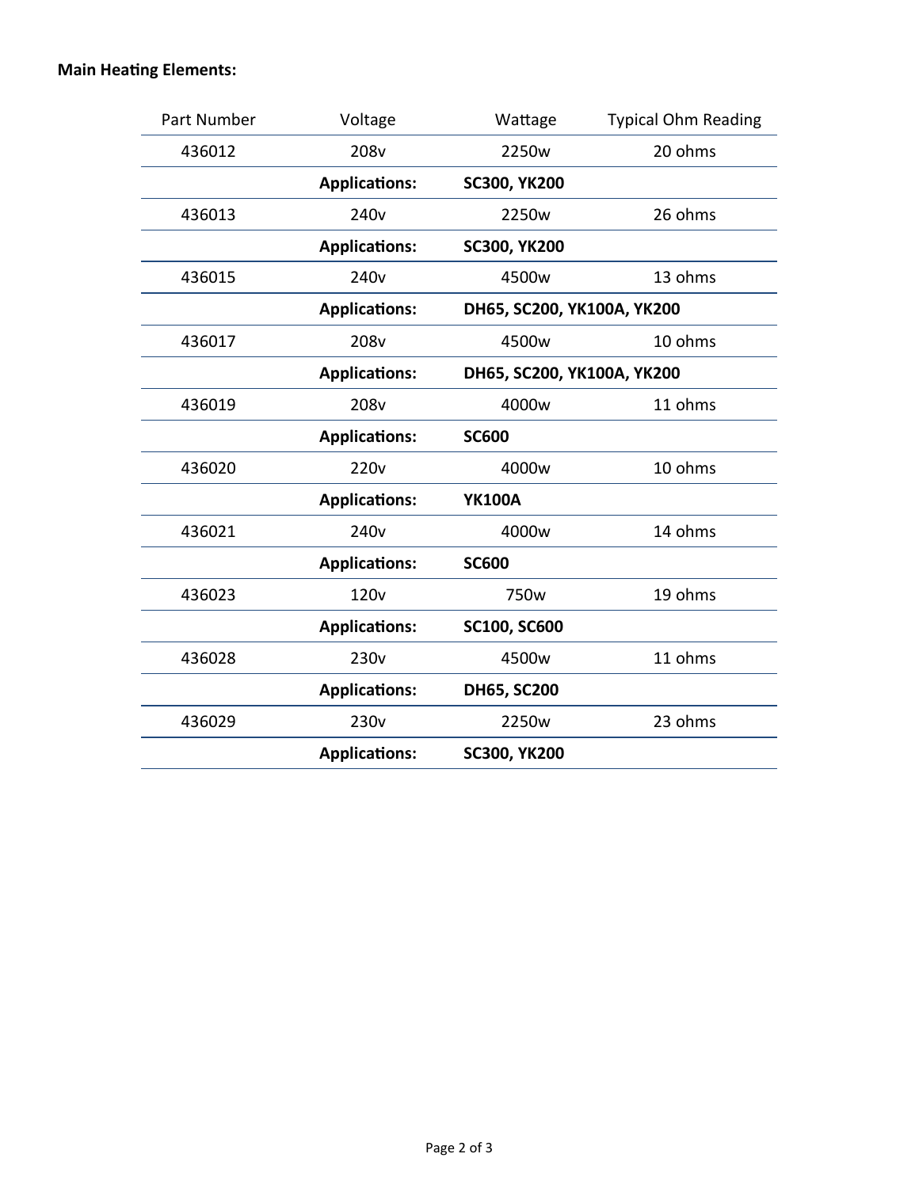**Main Heating Elements:**

| Part Number | Voltage | Wattage | Typical Ohm Reading |
|---|---|---|---|
| 436012 | 208v | 2250w | 20 ohms |
| | **Applications:** | **SC300, YK200** | |
| 436013 | 240v | 2250w | 26 ohms |
| | **Applications:** | **SC300, YK200** | |
| 436015 | 240v | 4500w | 13 ohms |
| | **Applications:** | **DH65, SC200, YK100A, YK200** | |
| 436017 | 208v | 4500w | 10 ohms |
| | **Applications:** | **DH65, SC200, YK100A, YK200** | |
| 436019 | 208v | 4000w | 11 ohms |
| | **Applications:** | **SC600** | |
| 436020 | 220v | 4000w | 10 ohms |
| | **Applications:** | **YK100A** | |
| 436021 | 240v | 4000w | 14 ohms |
| | **Applications:** | **SC600** | |
| 436023 | 120v | 750w | 19 ohms |
| | **Applications:** | **SC100, SC600** | |
| 436028 | 230v | 4500w | 11 ohms |
| | **Applications:** | **DH65, SC200** | |
| 436029 | 230v | 2250w | 23 ohms |
| | **Applications:** | **SC300, YK200** | |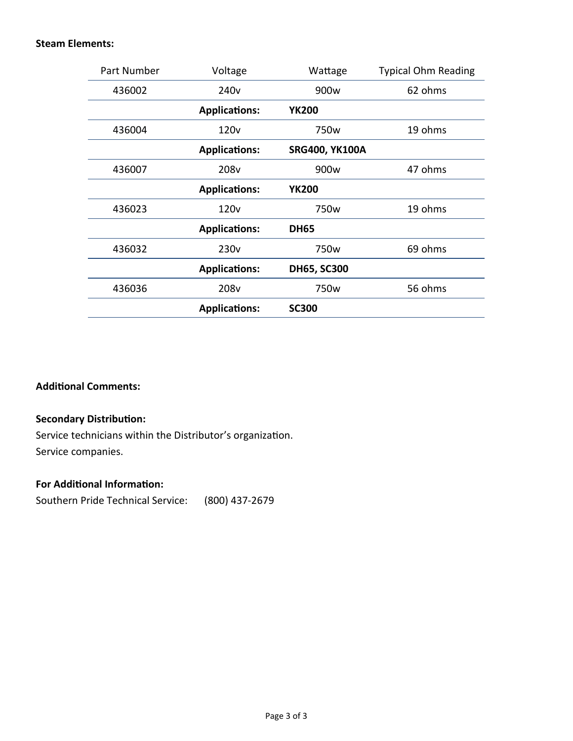**Steam Elements:**

| Part Number | Voltage | Wattage | Typical Ohm Reading |
|---|---|---|---|
| 436002 | 240v | 900w | 62 ohms |
| | **Applications:** | **YK200** | |
| 436004 | 120v | 750w | 19 ohms |
| | **Applications:** | **SRG400, YK100A** | |
| 436007 | 208v | 900w | 47 ohms |
| | **Applications:** | **YK200** | |
| 436023 | 120v | 750w | 19 ohms |
| | **Applications:** | **DH65** | |
| 436032 | 230v | 750w | 69 ohms |
| | **Applications:** | **DH65, SC300** | |
| 436036 | 208v | 750w | 56 ohms |
| | **Applications:** | **SC300** | |

**Additional Comments:**

**Secondary Distribution:**

Service technicians within the Distributor's organization.
Service companies.

**For Additional Information:**

Southern Pride Technical Service: (800) 437-2679